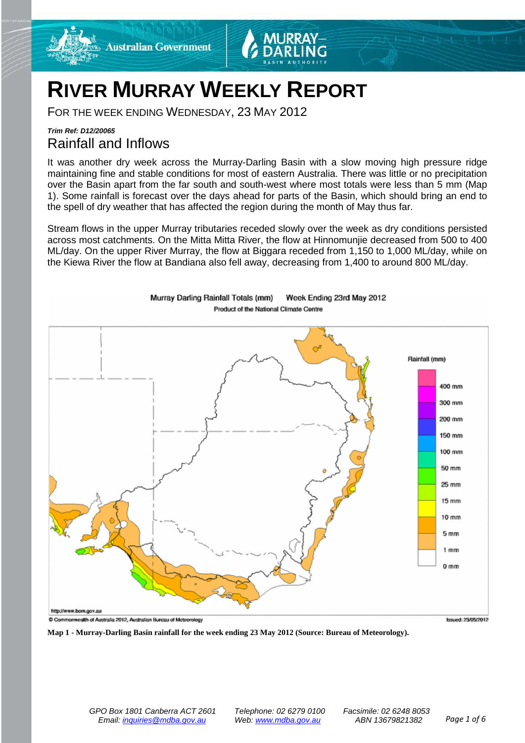# RIVER MURRAY WEEKLY REPORT

FOR THE WEEK ENDING WEDNESDAY, 23 MAY 2012

***Trim Ref: D12/20065***

## Rainfall and Inflows

It was another dry week across the Murray-Darling Basin with a slow moving high pressure ridge maintaining fine and stable conditions for most of eastern Australia. There was little or no precipitation over the Basin apart from the far south and south-west where most totals were less than 5 mm (Map 1). Some rainfall is forecast over the days ahead for parts of the Basin, which should bring an end to the spell of dry weather that has affected the region during the month of May thus far.

Stream flows in the upper Murray tributaries receded slowly over the week as dry conditions persisted across most catchments. On the Mitta Mitta River, the flow at Hinnomunjie decreased from 500 to 400 ML/day. On the upper River Murray, the flow at Biggara receded from 1,150 to 1,000 ML/day, while on the Kiewa River the flow at Bandiana also fell away, decreasing from 1,400 to around 800 ML/day.

**Map 1 - Murray-Darling Basin rainfall for the week ending 23 May 2012 (Source: Bureau of Meteorology).**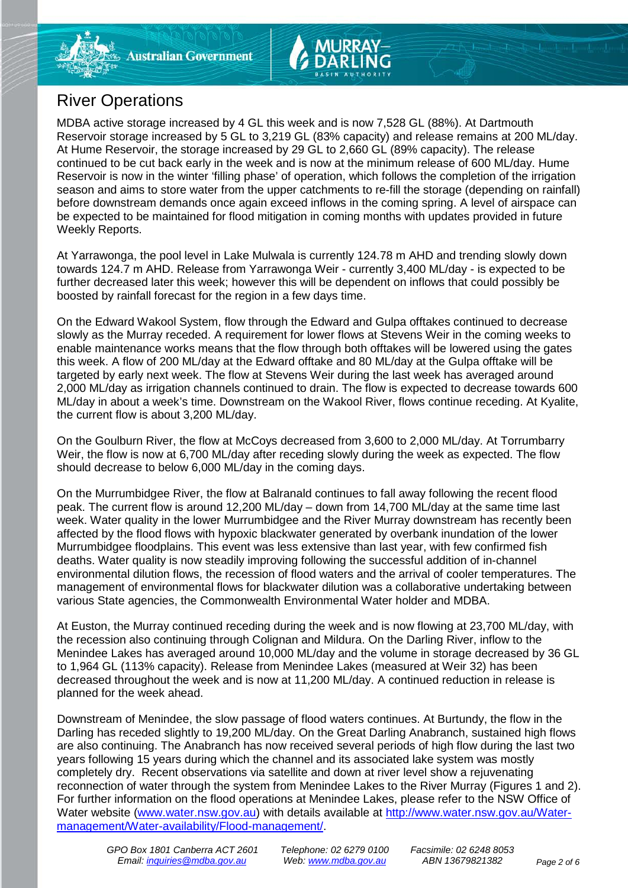# River Operations

MDBA active storage increased by 4 GL this week and is now 7,528 GL (88%). At Dartmouth Reservoir storage increased by 5 GL to 3,219 GL (83% capacity) and release remains at 200 ML/day. At Hume Reservoir, the storage increased by 29 GL to 2,660 GL (89% capacity). The release continued to be cut back early in the week and is now at the minimum release of 600 ML/day. Hume Reservoir is now in the winter 'filling phase' of operation, which follows the completion of the irrigation season and aims to store water from the upper catchments to re-fill the storage (depending on rainfall) before downstream demands once again exceed inflows in the coming spring. A level of airspace can be expected to be maintained for flood mitigation in coming months with updates provided in future Weekly Reports.

At Yarrawonga, the pool level in Lake Mulwala is currently 124.78 m AHD and trending slowly down towards 124.7 m AHD. Release from Yarrawonga Weir - currently 3,400 ML/day - is expected to be further decreased later this week; however this will be dependent on inflows that could possibly be boosted by rainfall forecast for the region in a few days time.

On the Edward Wakool System, flow through the Edward and Gulpa offtakes continued to decrease slowly as the Murray receded. A requirement for lower flows at Stevens Weir in the coming weeks to enable maintenance works means that the flow through both offtakes will be lowered using the gates this week. A flow of 200 ML/day at the Edward offtake and 80 ML/day at the Gulpa offtake will be targeted by early next week. The flow at Stevens Weir during the last week has averaged around 2,000 ML/day as irrigation channels continued to drain. The flow is expected to decrease towards 600 ML/day in about a week's time. Downstream on the Wakool River, flows continue receding. At Kyalite, the current flow is about 3,200 ML/day.

On the Goulburn River, the flow at McCoys decreased from 3,600 to 2,000 ML/day. At Torrumbarry Weir, the flow is now at 6,700 ML/day after receding slowly during the week as expected. The flow should decrease to below 6,000 ML/day in the coming days.

On the Murrumbidgee River, the flow at Balranald continues to fall away following the recent flood peak. The current flow is around 12,200 ML/day – down from 14,700 ML/day at the same time last week. Water quality in the lower Murrumbidgee and the River Murray downstream has recently been affected by the flood flows with hypoxic blackwater generated by overbank inundation of the lower Murrumbidgee floodplains. This event was less extensive than last year, with few confirmed fish deaths. Water quality is now steadily improving following the successful addition of in-channel environmental dilution flows, the recession of flood waters and the arrival of cooler temperatures. The management of environmental flows for blackwater dilution was a collaborative undertaking between various State agencies, the Commonwealth Environmental Water holder and MDBA.

At Euston, the Murray continued receding during the week and is now flowing at 23,700 ML/day, with the recession also continuing through Colignan and Mildura. On the Darling River, inflow to the Menindee Lakes has averaged around 10,000 ML/day and the volume in storage decreased by 36 GL to 1,964 GL (113% capacity). Release from Menindee Lakes (measured at Weir 32) has been decreased throughout the week and is now at 11,200 ML/day. A continued reduction in release is planned for the week ahead.

Downstream of Menindee, the slow passage of flood waters continues. At Burtundy, the flow in the Darling has receded slightly to 19,200 ML/day. On the Great Darling Anabranch, sustained high flows are also continuing. The Anabranch has now received several periods of high flow during the last two years following 15 years during which the channel and its associated lake system was mostly completely dry. Recent observations via satellite and down at river level show a rejuvenating reconnection of water through the system from Menindee Lakes to the River Murray (Figures 1 and 2). For further information on the flood operations at Menindee Lakes, please refer to the NSW Office of Water website (www.water.nsw.gov.au) with details available at http://www.water.nsw.gov.au/Water-management/Water-availability/Flood-management/.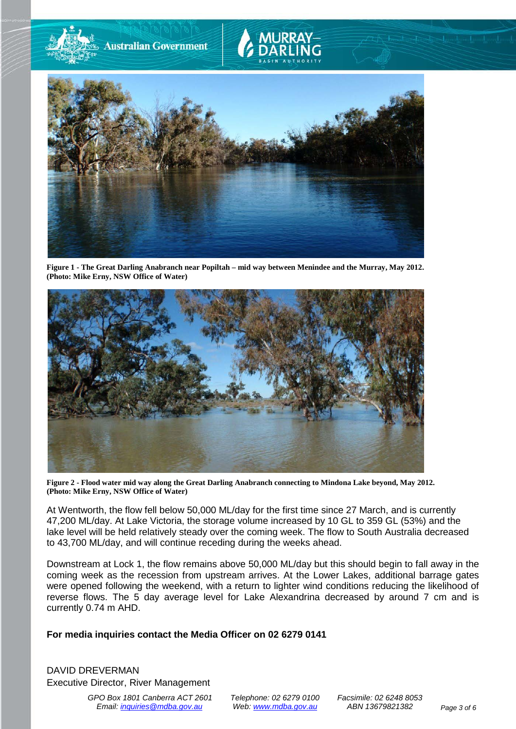**Figure 1 - The Great Darling Anabranch near Popiltah – mid way between Menindee and the Murray, May 2012. (Photo: Mike Erny, NSW Office of Water)**

**Figure 2 - Flood water mid way along the Great Darling Anabranch connecting to Mindona Lake beyond, May 2012. (Photo: Mike Erny, NSW Office of Water)**

At Wentworth, the flow fell below 50,000 ML/day for the first time since 27 March, and is currently 47,200 ML/day. At Lake Victoria, the storage volume increased by 10 GL to 359 GL (53%) and the lake level will be held relatively steady over the coming week. The flow to South Australia decreased to 43,700 ML/day, and will continue receding during the weeks ahead.

Downstream at Lock 1, the flow remains above 50,000 ML/day but this should begin to fall away in the coming week as the recession from upstream arrives. At the Lower Lakes, additional barrage gates were opened following the weekend, with a return to lighter wind conditions reducing the likelihood of reverse flows. The 5 day average level for Lake Alexandrina decreased by around 7 cm and is currently 0.74 m AHD.

**For media inquiries contact the Media Officer on 02 6279 0141**

DAVID DREVERMAN
Executive Director, River Management

*GPO Box 1801 Canberra ACT 2601 Email: inquiries@mdba.gov.au* *Telephone: 02 6279 0100 Web: www.mdba.gov.au* *Facsimile: 02 6248 8053 ABN 13679821382*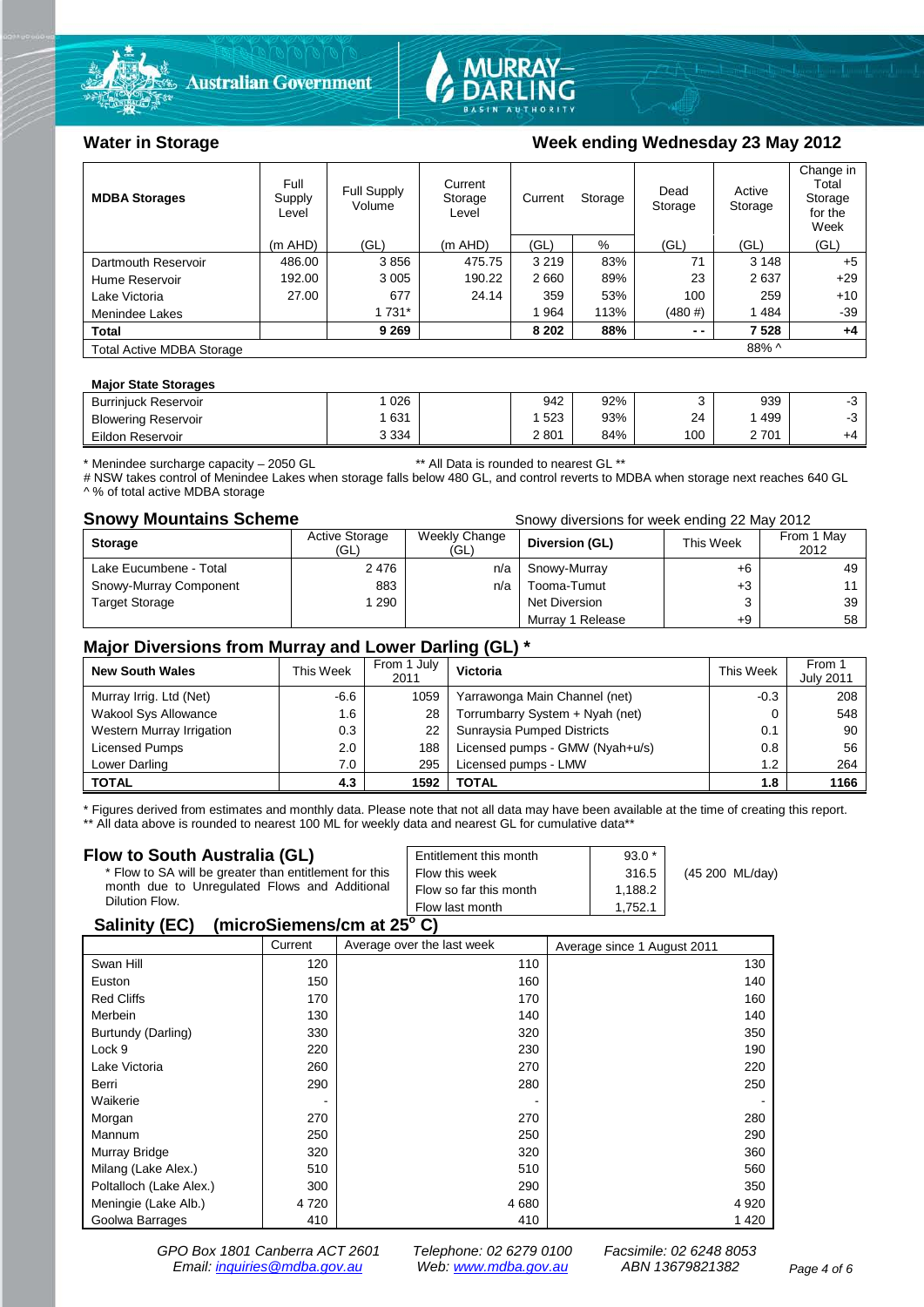## Water in Storage

**Week ending Wednesday 23 May 2012**

| MDBA Storages | Full Supply Level | Full Supply Volume | Current Storage Level | Current Storage | | Dead Storage | Active Storage | Change in Total Storage for the Week |
|---|---|---|---|---|---|---|---|---|
| | (m AHD) | (GL) | (m AHD) | (GL) | % | (GL) | (GL) | (GL) |
| Dartmouth Reservoir | 486.00 | 3 856 | 475.75 | 3 219 | 83% | 71 | 3 148 | +5 |
| Hume Reservoir | 192.00 | 3 005 | 190.22 | 2 660 | 89% | 23 | 2 637 | +29 |
| Lake Victoria | 27.00 | 677 | 24.14 | 359 | 53% | 100 | 259 | +10 |
| Menindee Lakes | | 1 731* | | 1 964 | 113% | (480 #) | 1 484 | -39 |
| **Total** | | **9 269** | | **8 202** | **88%** | **- -** | **7 528** | **+4** |
| Total Active MDBA Storage | | | | | | | 88% ^ | |

**Major State Storages**

| | | | | | | | |
|---|---|---|---|---|---|---|---|
| Burrinjuck Reservoir | 1 026 | | 942 | 92% | 3 | 939 | -3 |
| Blowering Reservoir | 1 631 | | 1 523 | 93% | 24 | 1 499 | -3 |
| Eildon Reservoir | 3 334 | | 2 801 | 84% | 100 | 2 701 | +4 |

\* Menindee surcharge capacity – 2050 GL ** All Data is rounded to nearest GL **
# NSW takes control of Menindee Lakes when storage falls below 480 GL, and control reverts to MDBA when storage next reaches 640 GL
^ % of total active MDBA storage

## Snowy Mountains Scheme

Snowy diversions for week ending 22 May 2012

| Storage | Active Storage (GL) | Weekly Change (GL) | Diversion (GL) | This Week | From 1 May 2012 |
|---|---|---|---|---|---|
| Lake Eucumbene - Total | 2 476 | n/a | Snowy-Murray | +6 | 49 |
| Snowy-Murray Component | 883 | n/a | Tooma-Tumut | +3 | 11 |
| Target Storage | 1 290 | | Net Diversion | 3 | 39 |
| | | | Murray 1 Release | +9 | 58 |

## Major Diversions from Murray and Lower Darling (GL) *

| New South Wales | This Week | From 1 July 2011 | Victoria | This Week | From 1 July 2011 |
|---|---|---|---|---|---|
| Murray Irrig. Ltd (Net) | -6.6 | 1059 | Yarrawonga Main Channel (net) | -0.3 | 208 |
| Wakool Sys Allowance | 1.6 | 28 | Torrumbarry System + Nyah (net) | 0 | 548 |
| Western Murray Irrigation | 0.3 | 22 | Sunraysia Pumped Districts | 0.1 | 90 |
| Licensed Pumps | 2.0 | 188 | Licensed pumps - GMW (Nyah+u/s) | 0.8 | 56 |
| Lower Darling | 7.0 | 295 | Licensed pumps - LMW | 1.2 | 264 |
| **TOTAL** | **4.3** | **1592** | **TOTAL** | **1.8** | **1166** |

\* Figures derived from estimates and monthly data. Please note that not all data may have been available at the time of creating this report.
** All data above is rounded to nearest 100 ML for weekly data and nearest GL for cumulative data**

## Flow to South Australia (GL)

\* Flow to SA will be greater than entitlement for this month due to Unregulated Flows and Additional Dilution Flow.

| | | |
|---|---|---|
| Entitlement this month | 93.0 * | |
| Flow this week | 316.5 | (45 200 ML/day) |
| Flow so far this month | 1,188.2 | |
| Flow last month | 1,752.1 | |

## Salinity (EC) (microSiemens/cm at 25° C)

| | Current | Average over the last week | Average since 1 August 2011 |
|---|---|---|---|
| Swan Hill | 120 | 110 | 130 |
| Euston | 150 | 160 | 140 |
| Red Cliffs | 170 | 170 | 160 |
| Merbein | 130 | 140 | 140 |
| Burtundy (Darling) | 330 | 320 | 350 |
| Lock 9 | 220 | 230 | 190 |
| Lake Victoria | 260 | 270 | 220 |
| Berri | 290 | 280 | 250 |
| Waikerie | - | - | - |
| Morgan | 270 | 270 | 280 |
| Mannum | 250 | 250 | 290 |
| Murray Bridge | 320 | 320 | 360 |
| Milang (Lake Alex.) | 510 | 510 | 560 |
| Poltalloch (Lake Alex.) | 300 | 290 | 350 |
| Meningie (Lake Alb.) | 4 720 | 4 680 | 4 920 |
| Goolwa Barrages | 410 | 410 | 1 420 |

*GPO Box 1801 Canberra ACT 2601 Telephone: 02 6279 0100 Facsimile: 02 6248 8053*
*Email: inquiries@mdba.gov.au Web: www.mdba.gov.au ABN 13679821382*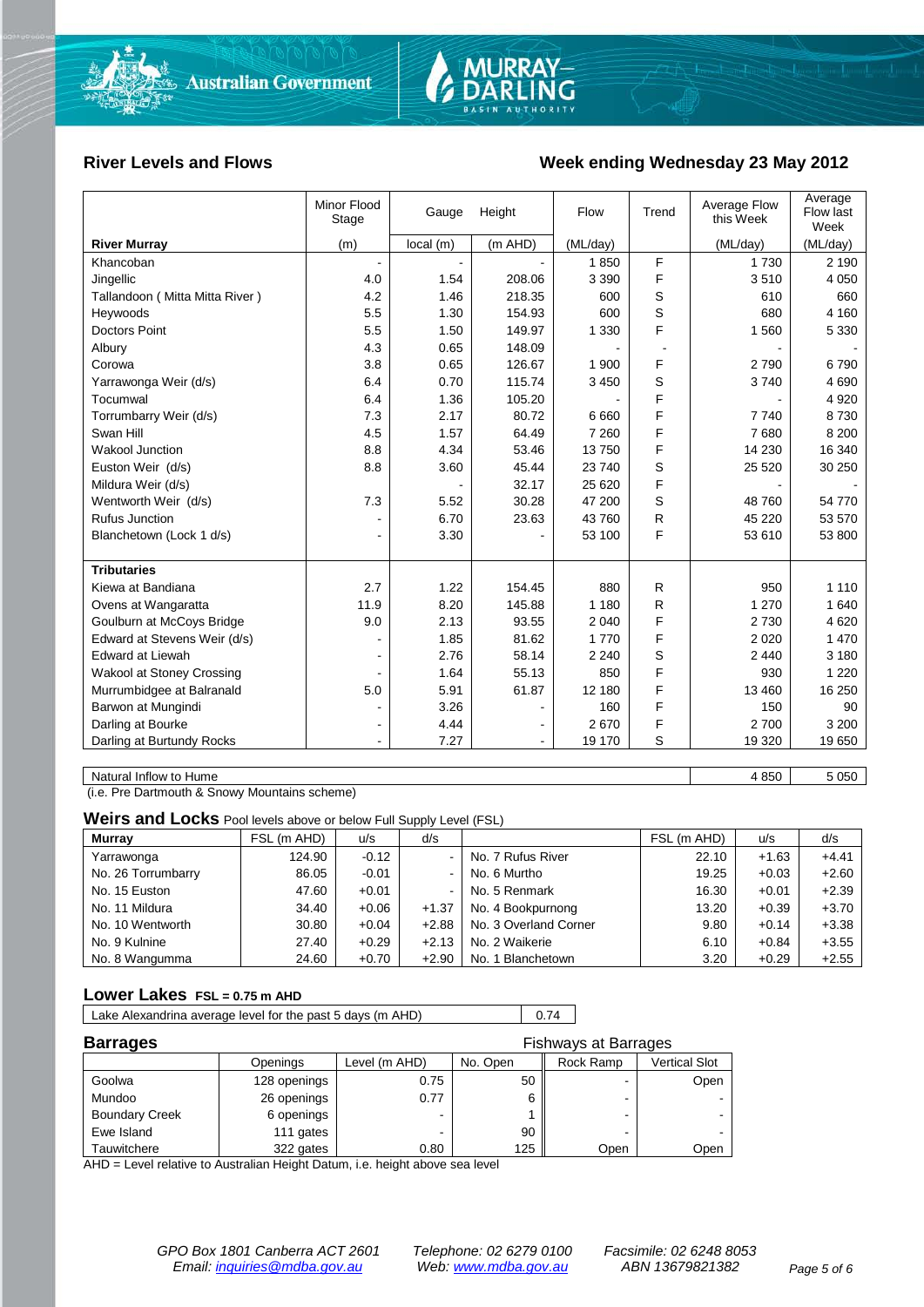## River Levels and Flows

## Week ending Wednesday 23 May 2012

| River Murray | Minor Flood Stage (m) | Gauge local (m) | Height (m AHD) | Flow (ML/day) | Trend | Average Flow this Week (ML/day) | Average Flow last Week (ML/day) |
|---|---|---|---|---|---|---|---|
| Khancoban | - | - | - | 1 850 | F | 1 730 | 2 190 |
| Jingellic | 4.0 | 1.54 | 208.06 | 3 390 | F | 3 510 | 4 050 |
| Tallandoon ( Mitta Mitta River ) | 4.2 | 1.46 | 218.35 | 600 | S | 610 | 660 |
| Heywoods | 5.5 | 1.30 | 154.93 | 600 | S | 680 | 4 160 |
| Doctors Point | 5.5 | 1.50 | 149.97 | 1 330 | F | 1 560 | 5 330 |
| Albury | 4.3 | 0.65 | 148.09 | - | - | - | - |
| Corowa | 3.8 | 0.65 | 126.67 | 1 900 | F | 2 790 | 6 790 |
| Yarrawonga Weir (d/s) | 6.4 | 0.70 | 115.74 | 3 450 | S | 3 740 | 4 690 |
| Tocumwal | 6.4 | 1.36 | 105.20 | - | F | - | 4 920 |
| Torrumbarry Weir (d/s) | 7.3 | 2.17 | 80.72 | 6 660 | F | 7 740 | 8 730 |
| Swan Hill | 4.5 | 1.57 | 64.49 | 7 260 | F | 7 680 | 8 200 |
| Wakool Junction | 8.8 | 4.34 | 53.46 | 13 750 | F | 14 230 | 16 340 |
| Euston Weir (d/s) | 8.8 | 3.60 | 45.44 | 23 740 | S | 25 520 | 30 250 |
| Mildura Weir (d/s) | | - | 32.17 | 25 620 | F | - | - |
| Wentworth Weir (d/s) | 7.3 | 5.52 | 30.28 | 47 200 | S | 48 760 | 54 770 |
| Rufus Junction | - | 6.70 | 23.63 | 43 760 | R | 45 220 | 53 570 |
| Blanchetown (Lock 1 d/s) | - | 3.30 | - | 53 100 | F | 53 610 | 53 800 |
| **Tributaries** | | | | | | | |
| Kiewa at Bandiana | 2.7 | 1.22 | 154.45 | 880 | R | 950 | 1 110 |
| Ovens at Wangaratta | 11.9 | 8.20 | 145.88 | 1 180 | R | 1 270 | 1 640 |
| Goulburn at McCoys Bridge | 9.0 | 2.13 | 93.55 | 2 040 | F | 2 730 | 4 620 |
| Edward at Stevens Weir (d/s) | - | 1.85 | 81.62 | 1 770 | F | 2 020 | 1 470 |
| Edward at Liewah | - | 2.76 | 58.14 | 2 240 | S | 2 440 | 3 180 |
| Wakool at Stoney Crossing | - | 1.64 | 55.13 | 850 | F | 930 | 1 220 |
| Murrumbidgee at Balranald | 5.0 | 5.91 | 61.87 | 12 180 | F | 13 460 | 16 250 |
| Barwon at Mungindi | - | 3.26 | - | 160 | F | 150 | 90 |
| Darling at Bourke | - | 4.44 | - | 2 670 | F | 2 700 | 3 200 |
| Darling at Burtundy Rocks | - | 7.27 | - | 19 170 | S | 19 320 | 19 650 |

| Natural Inflow to Hume | 4 850 | 5 050 |
|---|---|---|

(i.e. Pre Dartmouth & Snowy Mountains scheme)

### Weirs and Locks
Pool levels above or below Full Supply Level (FSL)

| Murray | FSL (m AHD) | u/s | d/s | | FSL (m AHD) | u/s | d/s |
|---|---|---|---|---|---|---|---|
| Yarrawonga | 124.90 | -0.12 | - | No. 7 Rufus River | 22.10 | +1.63 | +4.41 |
| No. 26 Torrumbarry | 86.05 | -0.01 | - | No. 6 Murtho | 19.25 | +0.03 | +2.60 |
| No. 15 Euston | 47.60 | +0.01 | - | No. 5 Renmark | 16.30 | +0.01 | +2.39 |
| No. 11 Mildura | 34.40 | +0.06 | +1.37 | No. 4 Bookpurnong | 13.20 | +0.39 | +3.70 |
| No. 10 Wentworth | 30.80 | +0.04 | +2.88 | No. 3 Overland Corner | 9.80 | +0.14 | +3.38 |
| No. 9 Kulnine | 27.40 | +0.29 | +2.13 | No. 2 Waikerie | 6.10 | +0.84 | +3.55 |
| No. 8 Wangumma | 24.60 | +0.70 | +2.90 | No. 1 Blanchetown | 3.20 | +0.29 | +2.55 |

### Lower Lakes FSL = 0.75 m AHD

| Lake Alexandrina average level for the past 5 days (m AHD) | 0.74 |
|---|---|

### Barrages

| | Openings | Level (m AHD) | No. Open | Fishways at Barrages: Rock Ramp | Vertical Slot |
|---|---|---|---|---|---|
| Goolwa | 128 openings | 0.75 | 50 | - | Open |
| Mundoo | 26 openings | 0.77 | 6 | - | - |
| Boundary Creek | 6 openings | - | 1 | - | - |
| Ewe Island | 111 gates | - | 90 | - | - |
| Tauwitchere | 322 gates | 0.80 | 125 | Open | Open |

AHD = Level relative to Australian Height Datum, i.e. height above sea level

*GPO Box 1801 Canberra ACT 2601 Telephone: 02 6279 0100 Facsimile: 02 6248 8053*
*Email: inquiries@mdba.gov.au Web: www.mdba.gov.au ABN 13679821382*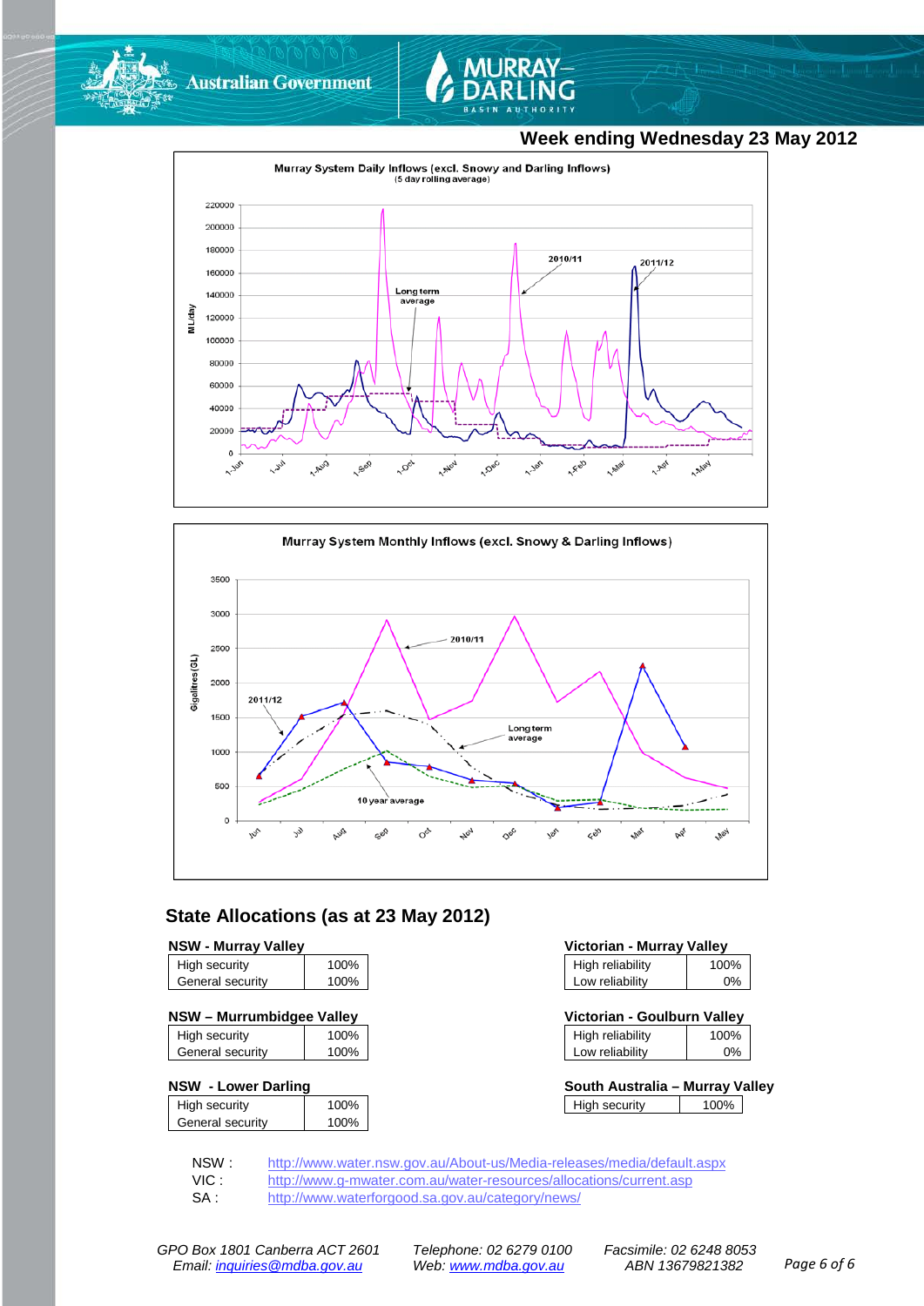## Week ending Wednesday 23 May 2012

Murray System Daily Inflows (excl. Snowy and Darling Inflows)
(5 day rolling average)

ML/day

220000
200000
180000
160000
140000
120000
100000
80000
60000
40000
20000
0

1-Jun 1-Jul 1-Aug 1-Sep 1-Oct 1-Nov 1-Dec 1-Jan 1-Feb 1-Mar 1-Apr 1-May

Long term average
2010/11
2011/12

Murray System Monthly Inflows (excl. Snowy & Darling Inflows)

Gigalitres (GL)

3500
3000
2500
2000
1500
1000
500
0

Jun Jul Aug Sep Oct Nov Dec Jan Feb Mar Apr May

2011/12
2010/11
Long term average
10 year average

## State Allocations (as at 23 May 2012)

**NSW - Murray Valley**

| | |
|---|---|
| High security | 100% |
| General security | 100% |

**NSW – Murrumbidgee Valley**

| | |
|---|---|
| High security | 100% |
| General security | 100% |

**NSW - Lower Darling**

| | |
|---|---|
| High security | 100% |
| General security | 100% |

**Victorian - Murray Valley**

| | |
|---|---|
| High reliability | 100% |
| Low reliability | 0% |

**Victorian - Goulburn Valley**

| | |
|---|---|
| High reliability | 100% |
| Low reliability | 0% |

**South Australia – Murray Valley**

| | |
|---|---|
| High security | 100% |

NSW : http://www.water.nsw.gov.au/About-us/Media-releases/media/default.aspx
VIC : http://www.g-mwater.com.au/water-resources/allocations/current.asp
SA : http://www.waterforgood.sa.gov.au/category/news/

*GPO Box 1801 Canberra ACT 2601* *Telephone: 02 6279 0100* *Facsimile: 02 6248 8053*
*Email: inquiries@mdba.gov.au* *Web: www.mdba.gov.au* *ABN 13679821382*